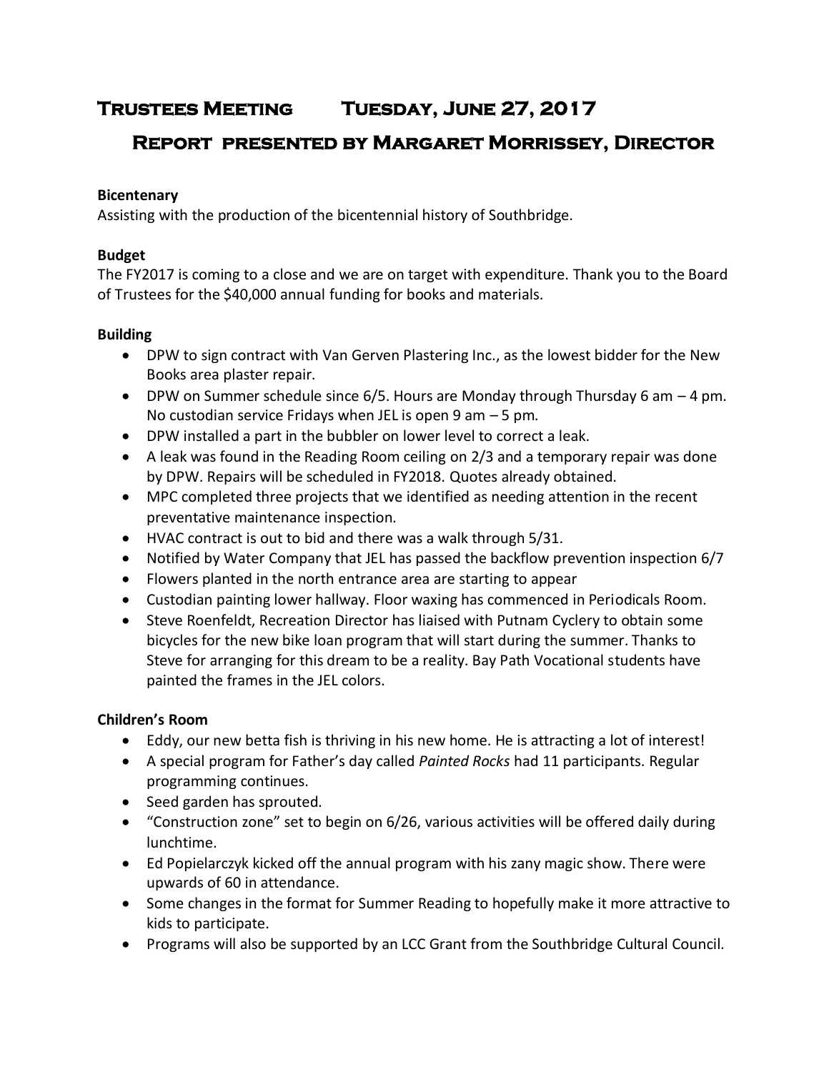# Trustees Meeting Tuesday, June 27, 2017

## Report presented by Margaret Morrissey, Director

**Bicentenary**

Assisting with the production of the bicentennial history of Southbridge.

**Budget**

The FY2017 is coming to a close and we are on target with expenditure. Thank you to the Board of Trustees for the $40,000 annual funding for books and materials.

**Building**

- DPW to sign contract with Van Gerven Plastering Inc., as the lowest bidder for the New Books area plaster repair.
- DPW on Summer schedule since 6/5. Hours are Monday through Thursday 6 am – 4 pm. No custodian service Fridays when JEL is open 9 am – 5 pm.
- DPW installed a part in the bubbler on lower level to correct a leak.
- A leak was found in the Reading Room ceiling on 2/3 and a temporary repair was done by DPW. Repairs will be scheduled in FY2018. Quotes already obtained.
- MPC completed three projects that we identified as needing attention in the recent preventative maintenance inspection.
- HVAC contract is out to bid and there was a walk through 5/31.
- Notified by Water Company that JEL has passed the backflow prevention inspection 6/7
- Flowers planted in the north entrance area are starting to appear
- Custodian painting lower hallway. Floor waxing has commenced in Periodicals Room.
- Steve Roenfeldt, Recreation Director has liaised with Putnam Cyclery to obtain some bicycles for the new bike loan program that will start during the summer. Thanks to Steve for arranging for this dream to be a reality. Bay Path Vocational students have painted the frames in the JEL colors.

**Children's Room**

- Eddy, our new betta fish is thriving in his new home. He is attracting a lot of interest!
- A special program for Father's day called *Painted Rocks* had 11 participants. Regular programming continues.
- Seed garden has sprouted.
- "Construction zone" set to begin on 6/26, various activities will be offered daily during lunchtime.
- Ed Popielarczyk kicked off the annual program with his zany magic show. There were upwards of 60 in attendance.
- Some changes in the format for Summer Reading to hopefully make it more attractive to kids to participate.
- Programs will also be supported by an LCC Grant from the Southbridge Cultural Council.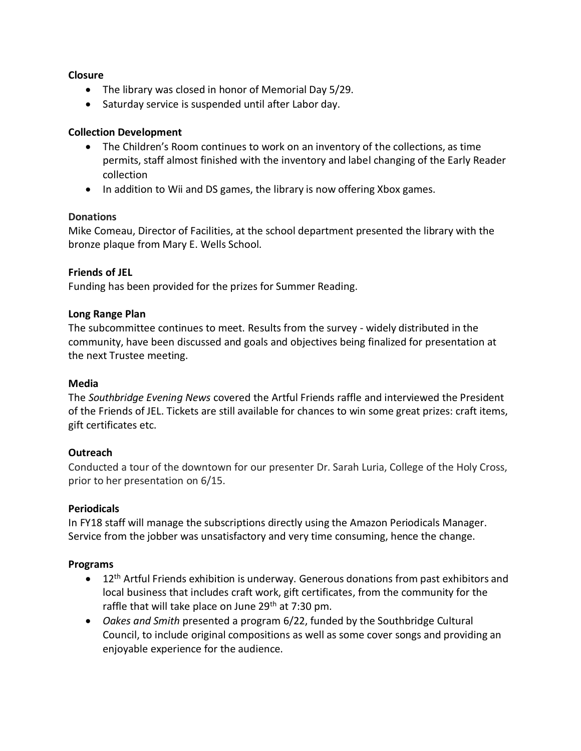**Closure**

- The library was closed in honor of Memorial Day 5/29.
- Saturday service is suspended until after Labor day.

**Collection Development**

- The Children's Room continues to work on an inventory of the collections, as time permits, staff almost finished with the inventory and label changing of the Early Reader collection
- In addition to Wii and DS games, the library is now offering Xbox games.

**Donations**

Mike Comeau, Director of Facilities, at the school department presented the library with the bronze plaque from Mary E. Wells School.

**Friends of JEL**

Funding has been provided for the prizes for Summer Reading.

**Long Range Plan**

The subcommittee continues to meet. Results from the survey - widely distributed in the community, have been discussed and goals and objectives being finalized for presentation at the next Trustee meeting.

**Media**

The *Southbridge Evening News* covered the Artful Friends raffle and interviewed the President of the Friends of JEL. Tickets are still available for chances to win some great prizes: craft items, gift certificates etc.

**Outreach**

Conducted a tour of the downtown for our presenter Dr. Sarah Luria, College of the Holy Cross, prior to her presentation on 6/15.

**Periodicals**

In FY18 staff will manage the subscriptions directly using the Amazon Periodicals Manager. Service from the jobber was unsatisfactory and very time consuming, hence the change.

**Programs**

- 12th Artful Friends exhibition is underway. Generous donations from past exhibitors and local business that includes craft work, gift certificates, from the community for the raffle that will take place on June 29th at 7:30 pm.
- *Oakes and Smith* presented a program 6/22, funded by the Southbridge Cultural Council, to include original compositions as well as some cover songs and providing an enjoyable experience for the audience.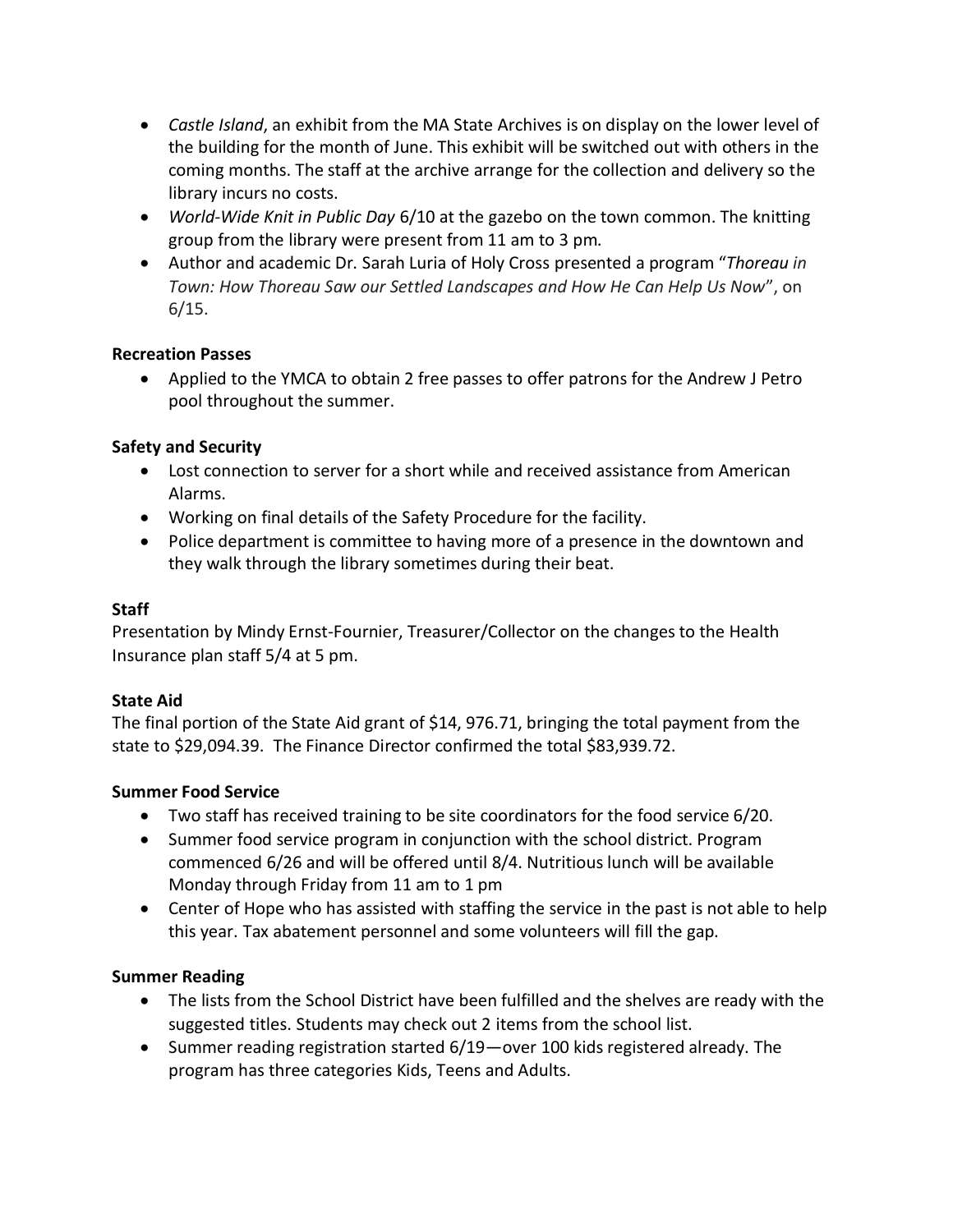- *Castle Island*, an exhibit from the MA State Archives is on display on the lower level of the building for the month of June. This exhibit will be switched out with others in the coming months. The staff at the archive arrange for the collection and delivery so the library incurs no costs.
- *World-Wide Knit in Public Day* 6/10 at the gazebo on the town common. The knitting group from the library were present from 11 am to 3 pm.
- Author and academic Dr. Sarah Luria of Holy Cross presented a program "*Thoreau in Town: How Thoreau Saw our Settled Landscapes and How He Can Help Us Now*", on 6/15.

**Recreation Passes**

- Applied to the YMCA to obtain 2 free passes to offer patrons for the Andrew J Petro pool throughout the summer.

**Safety and Security**

- Lost connection to server for a short while and received assistance from American Alarms.
- Working on final details of the Safety Procedure for the facility.
- Police department is committee to having more of a presence in the downtown and they walk through the library sometimes during their beat.

**Staff**

Presentation by Mindy Ernst-Fournier, Treasurer/Collector on the changes to the Health Insurance plan staff 5/4 at 5 pm.

**State Aid**

The final portion of the State Aid grant of $14, 976.71, bringing the total payment from the state to $29,094.39. The Finance Director confirmed the total $83,939.72.

**Summer Food Service**

- Two staff has received training to be site coordinators for the food service 6/20.
- Summer food service program in conjunction with the school district. Program commenced 6/26 and will be offered until 8/4. Nutritious lunch will be available Monday through Friday from 11 am to 1 pm
- Center of Hope who has assisted with staffing the service in the past is not able to help this year. Tax abatement personnel and some volunteers will fill the gap.

**Summer Reading**

- The lists from the School District have been fulfilled and the shelves are ready with the suggested titles. Students may check out 2 items from the school list.
- Summer reading registration started 6/19—over 100 kids registered already. The program has three categories Kids, Teens and Adults.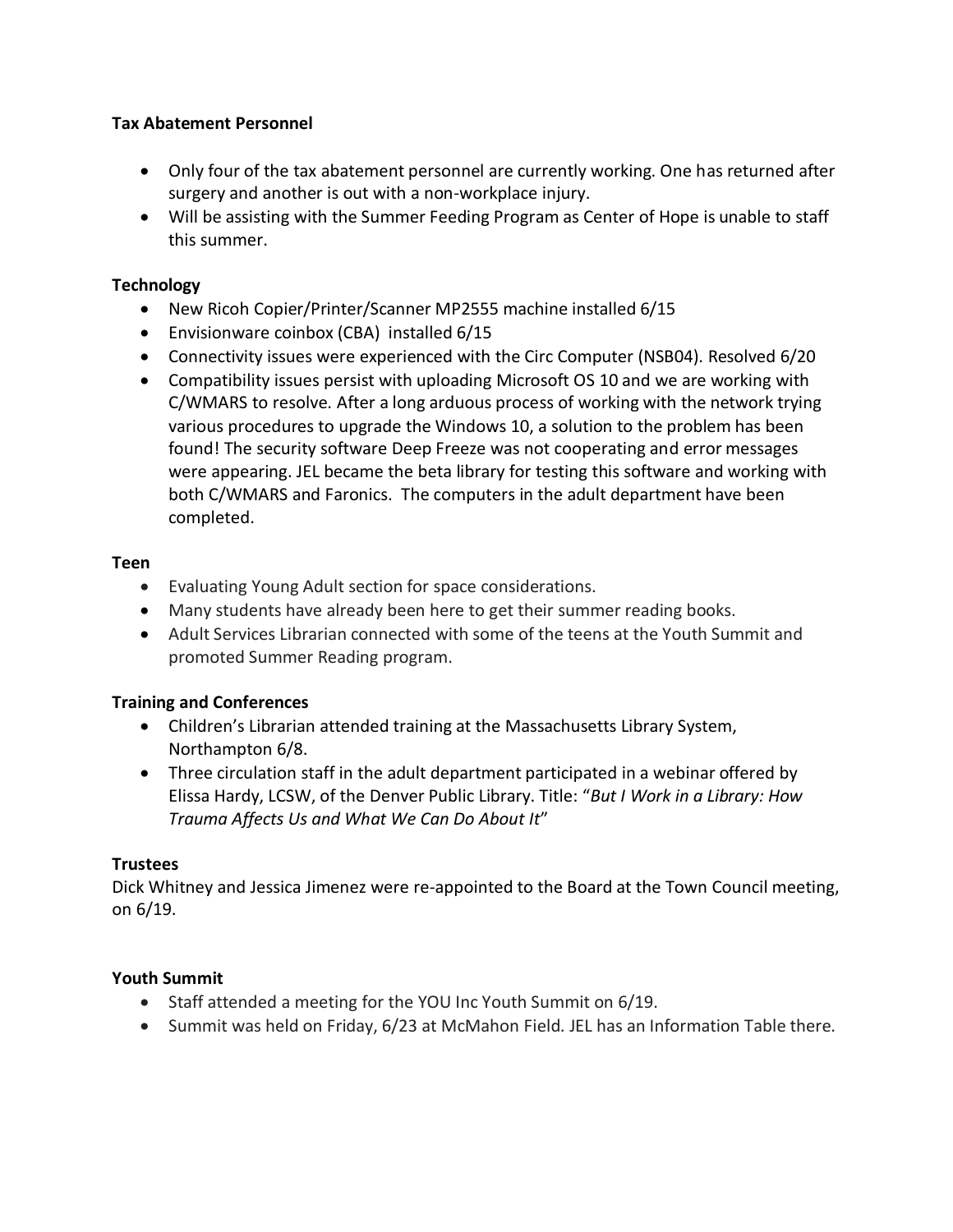**Tax Abatement Personnel**

- Only four of the tax abatement personnel are currently working. One has returned after surgery and another is out with a non-workplace injury.
- Will be assisting with the Summer Feeding Program as Center of Hope is unable to staff this summer.

**Technology**

- New Ricoh Copier/Printer/Scanner MP2555 machine installed 6/15
- Envisionware coinbox (CBA) installed 6/15
- Connectivity issues were experienced with the Circ Computer (NSB04). Resolved 6/20
- Compatibility issues persist with uploading Microsoft OS 10 and we are working with C/WMARS to resolve. After a long arduous process of working with the network trying various procedures to upgrade the Windows 10, a solution to the problem has been found! The security software Deep Freeze was not cooperating and error messages were appearing. JEL became the beta library for testing this software and working with both C/WMARS and Faronics. The computers in the adult department have been completed.

**Teen**

- Evaluating Young Adult section for space considerations.
- Many students have already been here to get their summer reading books.
- Adult Services Librarian connected with some of the teens at the Youth Summit and promoted Summer Reading program.

**Training and Conferences**

- Children's Librarian attended training at the Massachusetts Library System, Northampton 6/8.
- Three circulation staff in the adult department participated in a webinar offered by Elissa Hardy, LCSW, of the Denver Public Library. Title: "*But I Work in a Library: How Trauma Affects Us and What We Can Do About It*"

**Trustees**

Dick Whitney and Jessica Jimenez were re-appointed to the Board at the Town Council meeting, on 6/19.

**Youth Summit**

- Staff attended a meeting for the YOU Inc Youth Summit on 6/19.
- Summit was held on Friday, 6/23 at McMahon Field. JEL has an Information Table there.